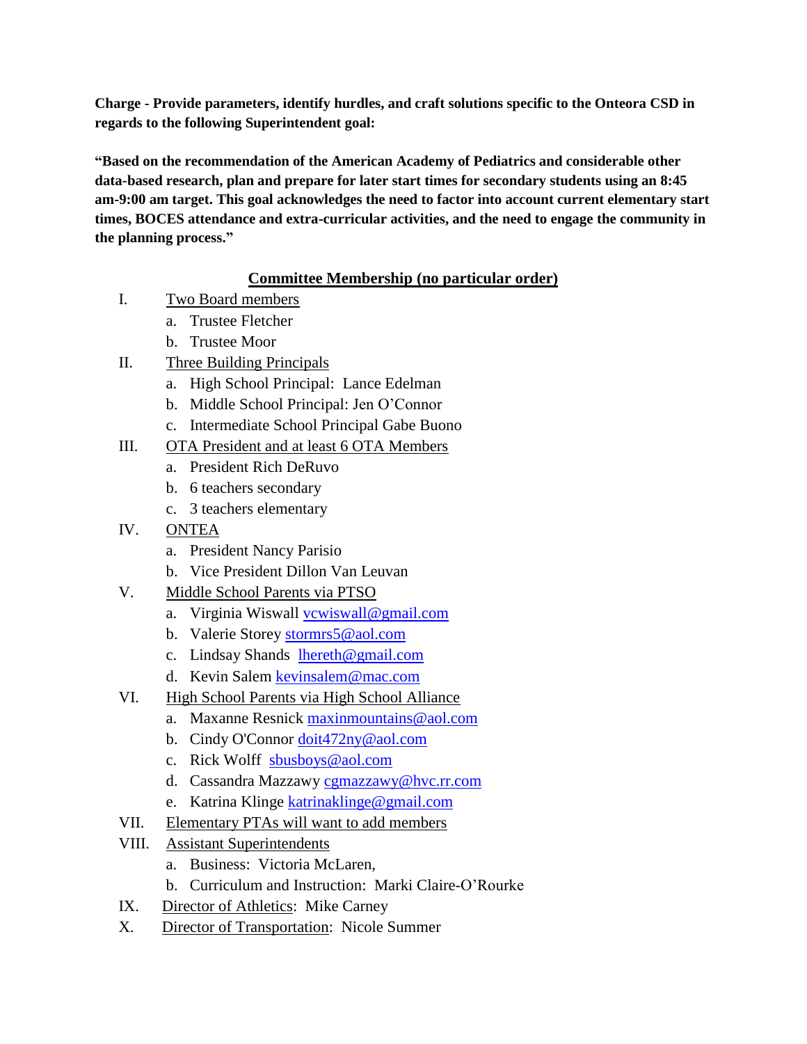**Charge - Provide parameters, identify hurdles, and craft solutions specific to the Onteora CSD in regards to the following Superintendent goal:**

**"Based on the recommendation of the American Academy of Pediatrics and considerable other data-based research, plan and prepare for later start times for secondary students using an 8:45 am-9:00 am target. This goal acknowledges the need to factor into account current elementary start times, BOCES attendance and extra-curricular activities, and the need to engage the community in the planning process."**

## Committee Membership (no particular order)

I. Two Board members
   a. Trustee Fletcher
   b. Trustee Moor

II. Three Building Principals
   a. High School Principal: Lance Edelman
   b. Middle School Principal: Jen O'Connor
   c. Intermediate School Principal Gabe Buono

III. OTA President and at least 6 OTA Members
   a. President Rich DeRuvo
   b. 6 teachers secondary
   c. 3 teachers elementary

IV. ONTEA
   a. President Nancy Parisio
   b. Vice President Dillon Van Leuvan

V. Middle School Parents via PTSO
   a. Virginia Wiswall vcwiswall@gmail.com
   b. Valerie Storey stormrs5@aol.com
   c. Lindsay Shands lhereth@gmail.com
   d. Kevin Salem kevinsalem@mac.com

VI. High School Parents via High School Alliance
   a. Maxanne Resnick maxinmountains@aol.com
   b. Cindy O'Connor doit472ny@aol.com
   c. Rick Wolff sbusboys@aol.com
   d. Cassandra Mazzawy cgmazzawy@hvc.rr.com
   e. Katrina Klinge katrinaklinge@gmail.com

VII. Elementary PTAs will want to add members

VIII. Assistant Superintendents
   a. Business: Victoria McLaren,
   b. Curriculum and Instruction: Marki Claire-O'Rourke

IX. Director of Athletics: Mike Carney

X. Director of Transportation: Nicole Summer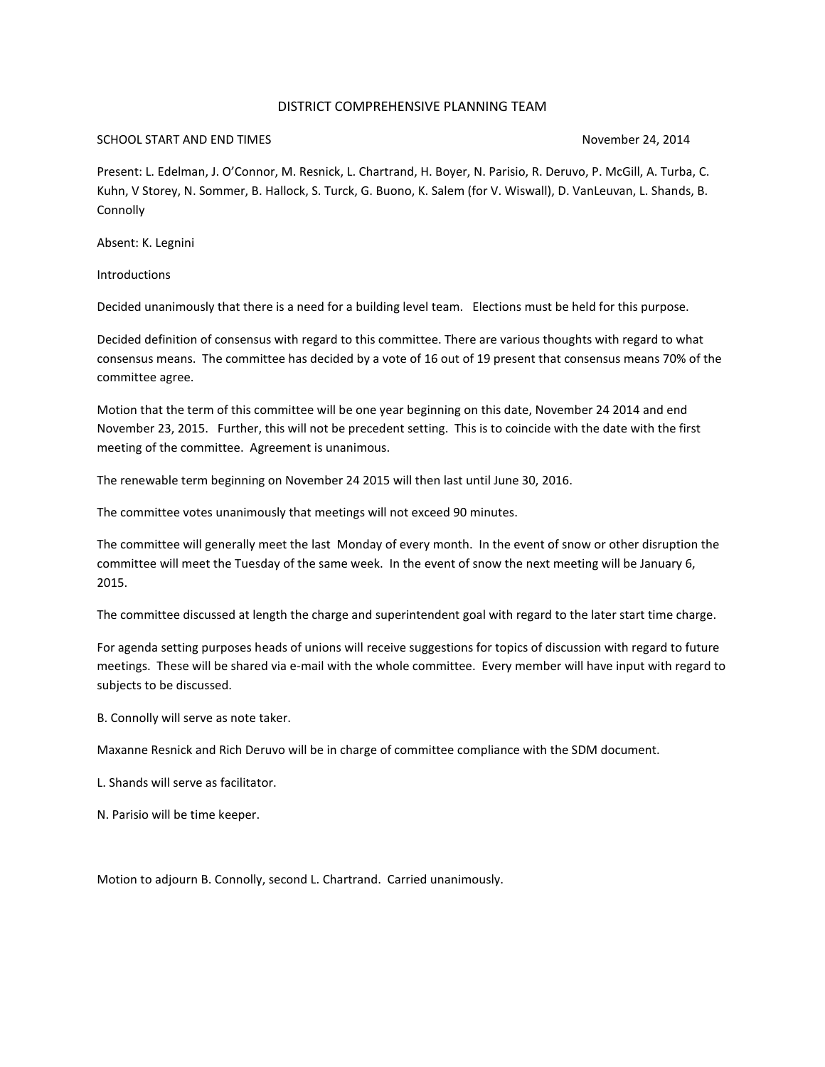# DISTRICT COMPREHENSIVE PLANNING TEAM

SCHOOL START AND END TIMES November 24, 2014

Present: L. Edelman, J. O'Connor, M. Resnick, L. Chartrand, H. Boyer, N. Parisio, R. Deruvo, P. McGill, A. Turba, C. Kuhn, V Storey, N. Sommer, B. Hallock, S. Turck, G. Buono, K. Salem (for V. Wiswall), D. VanLeuvan, L. Shands, B. Connolly

Absent: K. Legnini

Introductions

Decided unanimously that there is a need for a building level team. Elections must be held for this purpose.

Decided definition of consensus with regard to this committee. There are various thoughts with regard to what consensus means. The committee has decided by a vote of 16 out of 19 present that consensus means 70% of the committee agree.

Motion that the term of this committee will be one year beginning on this date, November 24 2014 and end November 23, 2015. Further, this will not be precedent setting. This is to coincide with the date with the first meeting of the committee. Agreement is unanimous.

The renewable term beginning on November 24 2015 will then last until June 30, 2016.

The committee votes unanimously that meetings will not exceed 90 minutes.

The committee will generally meet the last Monday of every month. In the event of snow or other disruption the committee will meet the Tuesday of the same week. In the event of snow the next meeting will be January 6, 2015.

The committee discussed at length the charge and superintendent goal with regard to the later start time charge.

For agenda setting purposes heads of unions will receive suggestions for topics of discussion with regard to future meetings. These will be shared via e-mail with the whole committee. Every member will have input with regard to subjects to be discussed.

B. Connolly will serve as note taker.

Maxanne Resnick and Rich Deruvo will be in charge of committee compliance with the SDM document.

L. Shands will serve as facilitator.

N. Parisio will be time keeper.

Motion to adjourn B. Connolly, second L. Chartrand. Carried unanimously.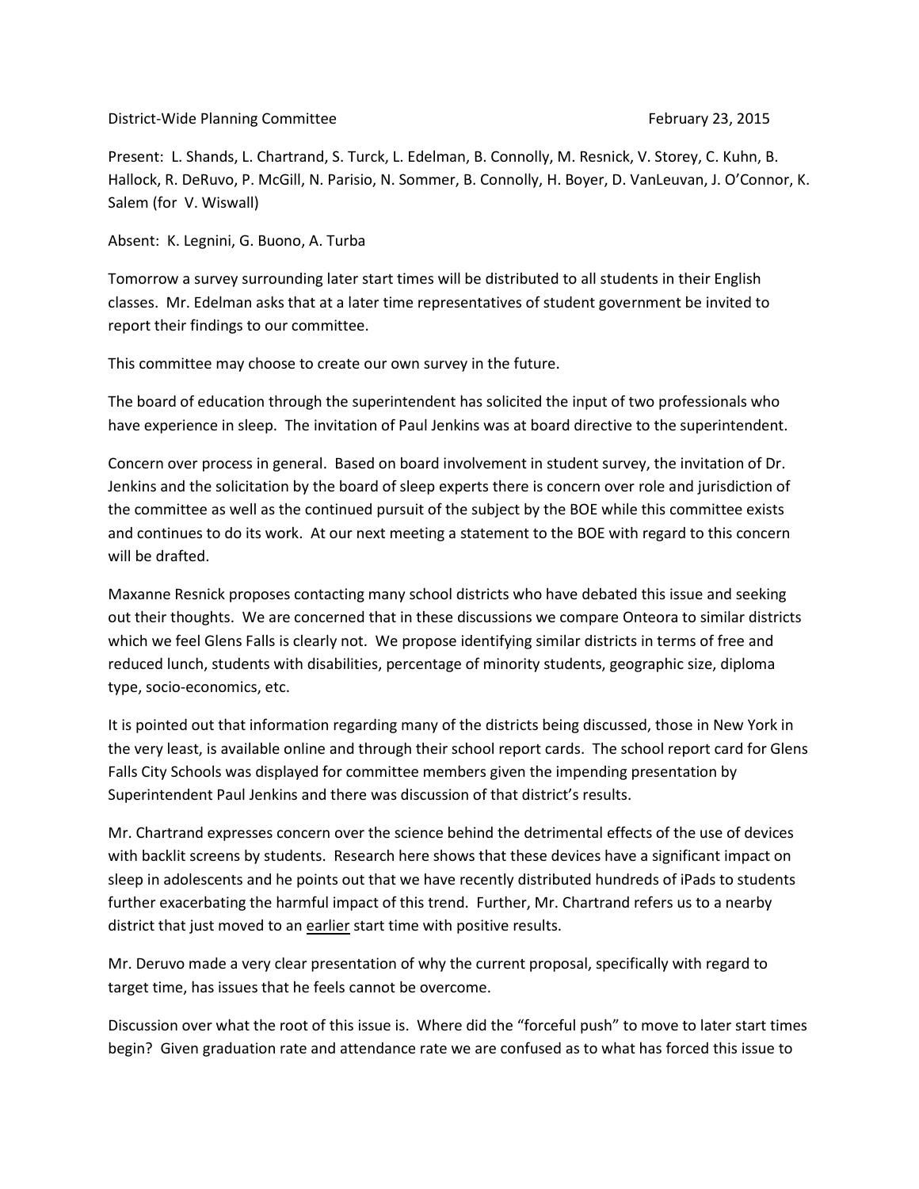District-Wide Planning Committee February 23, 2015

Present: L. Shands, L. Chartrand, S. Turck, L. Edelman, B. Connolly, M. Resnick, V. Storey, C. Kuhn, B. Hallock, R. DeRuvo, P. McGill, N. Parisio, N. Sommer, B. Connolly, H. Boyer, D. VanLeuvan, J. O'Connor, K. Salem (for V. Wiswall)

Absent: K. Legnini, G. Buono, A. Turba

Tomorrow a survey surrounding later start times will be distributed to all students in their English classes. Mr. Edelman asks that at a later time representatives of student government be invited to report their findings to our committee.

This committee may choose to create our own survey in the future.

The board of education through the superintendent has solicited the input of two professionals who have experience in sleep. The invitation of Paul Jenkins was at board directive to the superintendent.

Concern over process in general. Based on board involvement in student survey, the invitation of Dr. Jenkins and the solicitation by the board of sleep experts there is concern over role and jurisdiction of the committee as well as the continued pursuit of the subject by the BOE while this committee exists and continues to do its work. At our next meeting a statement to the BOE with regard to this concern will be drafted.

Maxanne Resnick proposes contacting many school districts who have debated this issue and seeking out their thoughts. We are concerned that in these discussions we compare Onteora to similar districts which we feel Glens Falls is clearly not. We propose identifying similar districts in terms of free and reduced lunch, students with disabilities, percentage of minority students, geographic size, diploma type, socio-economics, etc.

It is pointed out that information regarding many of the districts being discussed, those in New York in the very least, is available online and through their school report cards. The school report card for Glens Falls City Schools was displayed for committee members given the impending presentation by Superintendent Paul Jenkins and there was discussion of that district's results.

Mr. Chartrand expresses concern over the science behind the detrimental effects of the use of devices with backlit screens by students. Research here shows that these devices have a significant impact on sleep in adolescents and he points out that we have recently distributed hundreds of iPads to students further exacerbating the harmful impact of this trend. Further, Mr. Chartrand refers us to a nearby district that just moved to an <u>earlier</u> start time with positive results.

Mr. Deruvo made a very clear presentation of why the current proposal, specifically with regard to target time, has issues that he feels cannot be overcome.

Discussion over what the root of this issue is. Where did the "forceful push" to move to later start times begin? Given graduation rate and attendance rate we are confused as to what has forced this issue to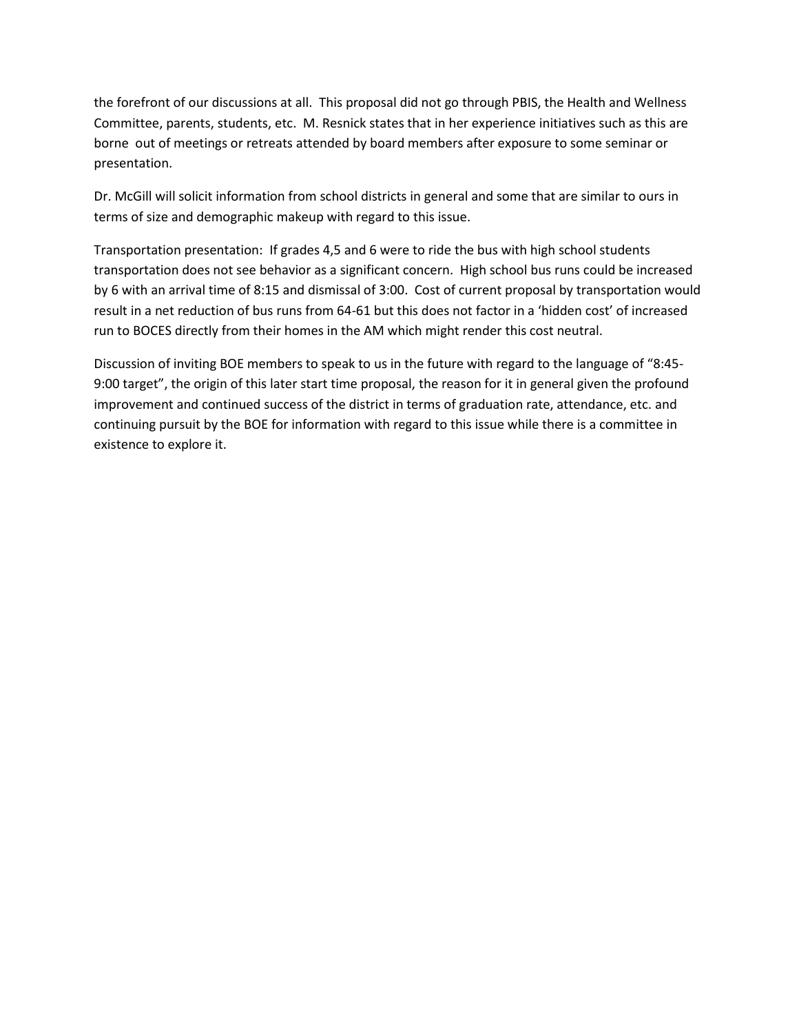the forefront of our discussions at all. This proposal did not go through PBIS, the Health and Wellness Committee, parents, students, etc. M. Resnick states that in her experience initiatives such as this are borne out of meetings or retreats attended by board members after exposure to some seminar or presentation.

Dr. McGill will solicit information from school districts in general and some that are similar to ours in terms of size and demographic makeup with regard to this issue.

Transportation presentation: If grades 4,5 and 6 were to ride the bus with high school students transportation does not see behavior as a significant concern. High school bus runs could be increased by 6 with an arrival time of 8:15 and dismissal of 3:00. Cost of current proposal by transportation would result in a net reduction of bus runs from 64-61 but this does not factor in a 'hidden cost' of increased run to BOCES directly from their homes in the AM which might render this cost neutral.

Discussion of inviting BOE members to speak to us in the future with regard to the language of "8:45-9:00 target", the origin of this later start time proposal, the reason for it in general given the profound improvement and continued success of the district in terms of graduation rate, attendance, etc. and continuing pursuit by the BOE for information with regard to this issue while there is a committee in existence to explore it.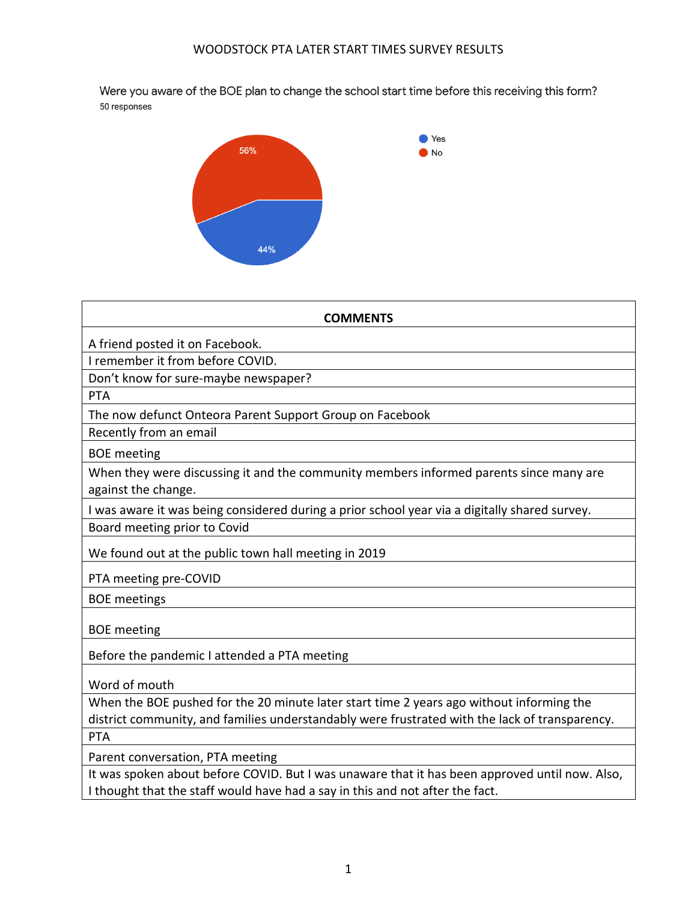WOODSTOCK PTA LATER START TIMES SURVEY RESULTS

Were you aware of the BOE plan to change the school start time before this receiving this form?
50 responses

- Yes: 44%
- No: 56%

| COMMENTS |
|---|
| A friend posted it on Facebook. |
| I remember it from before COVID. |
| Don't know for sure-maybe newspaper? |
| PTA |
| The now defunct Onteora Parent Support Group on Facebook |
| Recently from an email |
| BOE meeting |
| When they were discussing it and the community members informed parents since many are against the change. |
| I was aware it was being considered during a prior school year via a digitally shared survey. |
| Board meeting prior to Covid |
| We found out at the public town hall meeting in 2019 |
| PTA meeting pre-COVID |
| BOE meetings |
| BOE meeting |
| Before the pandemic I attended a PTA meeting |
| Word of mouth |
| When the BOE pushed for the 20 minute later start time 2 years ago without informing the district community, and families understandably were frustrated with the lack of transparency. |
| PTA |
| Parent conversation, PTA meeting |
| It was spoken about before COVID. But I was unaware that it has been approved until now. Also, I thought that the staff would have had a say in this and not after the fact. |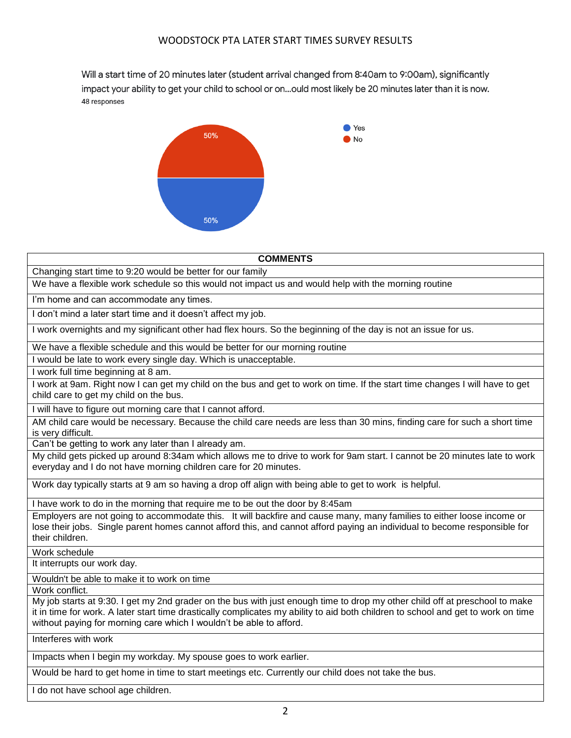WOODSTOCK PTA LATER START TIMES SURVEY RESULTS

Will a start time of 20 minutes later (student arrival changed from 8:40am to 9:00am), significantly impact your ability to get your child to school or on...ould most likely be 20 minutes later than it is now.
48 responses

- Yes: 50%
- No: 50%

| COMMENTS |
| --- |
| Changing start time to 9:20 would be better for our family |
| We have a flexible work schedule so this would not impact us and would help with the morning routine |
| I'm home and can accommodate any times. |
| I don't mind a later start time and it doesn't affect my job. |
| I work overnights and my significant other had flex hours. So the beginning of the day is not an issue for us. |
| We have a flexible schedule and this would be better for our morning routine |
| I would be late to work every single day. Which is unacceptable. |
| I work full time beginning at 8 am. |
| I work at 9am. Right now I can get my child on the bus and get to work on time. If the start time changes I will have to get child care to get my child on the bus. |
| I will have to figure out morning care that I cannot afford. |
| AM child care would be necessary. Because the child care needs are less than 30 mins, finding care for such a short time is very difficult. |
| Can't be getting to work any later than I already am. |
| My child gets picked up around 8:34am which allows me to drive to work for 9am start. I cannot be 20 minutes late to work everyday and I do not have morning children care for 20 minutes. |
| Work day typically starts at 9 am so having a drop off align with being able to get to work is helpful. |
| I have work to do in the morning that require me to be out the door by 8:45am |
| Employers are not going to accommodate this. It will backfire and cause many, many families to either loose income or lose their jobs. Single parent homes cannot afford this, and cannot afford paying an individual to become responsible for their children. |
| Work schedule |
| It interrupts our work day. |
| Wouldn't be able to make it to work on time |
| Work conflict. |
| My job starts at 9:30. I get my 2nd grader on the bus with just enough time to drop my other child off at preschool to make it in time for work. A later start time drastically complicates my ability to aid both children to school and get to work on time without paying for morning care which I wouldn't be able to afford. |
| Interferes with work |
| Impacts when I begin my workday. My spouse goes to work earlier. |
| Would be hard to get home in time to start meetings etc. Currently our child does not take the bus. |
| I do not have school age children. |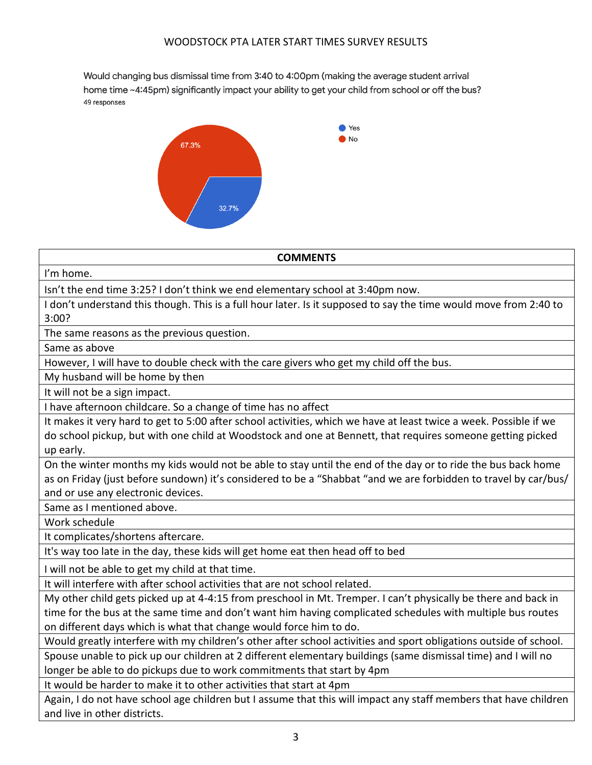WOODSTOCK PTA LATER START TIMES SURVEY RESULTS

Would changing bus dismissal time from 3:40 to 4:00pm (making the average student arrival home time ~4:45pm) significantly impact your ability to get your child from school or off the bus?
49 responses

- Yes: 32.7%
- No: 67.3%

| COMMENTS |
|---|
| I'm home. |
| Isn't the end time 3:25? I don't think we end elementary school at 3:40pm now. |
| I don't understand this though. This is a full hour later. Is it supposed to say the time would move from 2:40 to 3:00? |
| The same reasons as the previous question. |
| Same as above |
| However, I will have to double check with the care givers who get my child off the bus. |
| My husband will be home by then |
| It will not be a sign impact. |
| I have afternoon childcare. So a change of time has no affect |
| It makes it very hard to get to 5:00 after school activities, which we have at least twice a week. Possible if we do school pickup, but with one child at Woodstock and one at Bennett, that requires someone getting picked up early. |
| On the winter months my kids would not be able to stay until the end of the day or to ride the bus back home as on Friday (just before sundown) it's considered to be a "Shabbat "and we are forbidden to travel by car/bus/ and or use any electronic devices. |
| Same as I mentioned above. |
| Work schedule |
| It complicates/shortens aftercare. |
| It's way too late in the day, these kids will get home eat then head off to bed |
| I will not be able to get my child at that time. |
| It will interfere with after school activities that are not school related. |
| My other child gets picked up at 4-4:15 from preschool in Mt. Tremper. I can't physically be there and back in time for the bus at the same time and don't want him having complicated schedules with multiple bus routes on different days which is what that change would force him to do. |
| Would greatly interfere with my children's other after school activities and sport obligations outside of school. |
| Spouse unable to pick up our children at 2 different elementary buildings (same dismissal time) and I will no longer be able to do pickups due to work commitments that start by 4pm |
| It would be harder to make it to other activities that start at 4pm |
| Again, I do not have school age children but I assume that this will impact any staff members that have children and live in other districts. |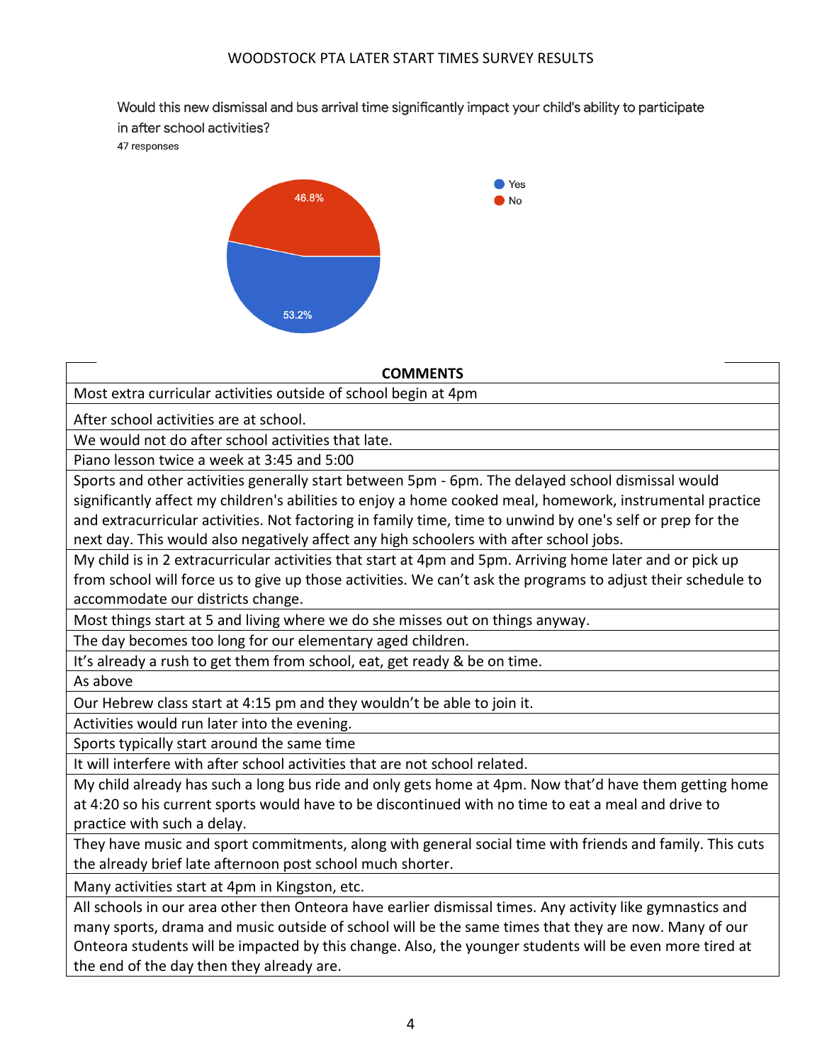WOODSTOCK PTA LATER START TIMES SURVEY RESULTS

Would this new dismissal and bus arrival time significantly impact your child's ability to participate in after school activities?

47 responses

- Yes: 53.2%
- No: 46.8%

| COMMENTS |
|---|
| Most extra curricular activities outside of school begin at 4pm |
| After school activities are at school. |
| We would not do after school activities that late. |
| Piano lesson twice a week at 3:45 and 5:00 |
| Sports and other activities generally start between 5pm - 6pm. The delayed school dismissal would significantly affect my children's abilities to enjoy a home cooked meal, homework, instrumental practice and extracurricular activities. Not factoring in family time, time to unwind by one's self or prep for the next day. This would also negatively affect any high schoolers with after school jobs. |
| My child is in 2 extracurricular activities that start at 4pm and 5pm. Arriving home later and or pick up from school will force us to give up those activities. We can't ask the programs to adjust their schedule to accommodate our districts change. |
| Most things start at 5 and living where we do she misses out on things anyway. |
| The day becomes too long for our elementary aged children. |
| It's already a rush to get them from school, eat, get ready & be on time. |
| As above |
| Our Hebrew class start at 4:15 pm and they wouldn't be able to join it. |
| Activities would run later into the evening. |
| Sports typically start around the same time |
| It will interfere with after school activities that are not school related. |
| My child already has such a long bus ride and only gets home at 4pm. Now that'd have them getting home at 4:20 so his current sports would have to be discontinued with no time to eat a meal and drive to practice with such a delay. |
| They have music and sport commitments, along with general social time with friends and family. This cuts the already brief late afternoon post school much shorter. |
| Many activities start at 4pm in Kingston, etc. |
| All schools in our area other then Onteora have earlier dismissal times. Any activity like gymnastics and many sports, drama and music outside of school will be the same times that they are now. Many of our Onteora students will be impacted by this change. Also, the younger students will be even more tired at the end of the day then they already are. |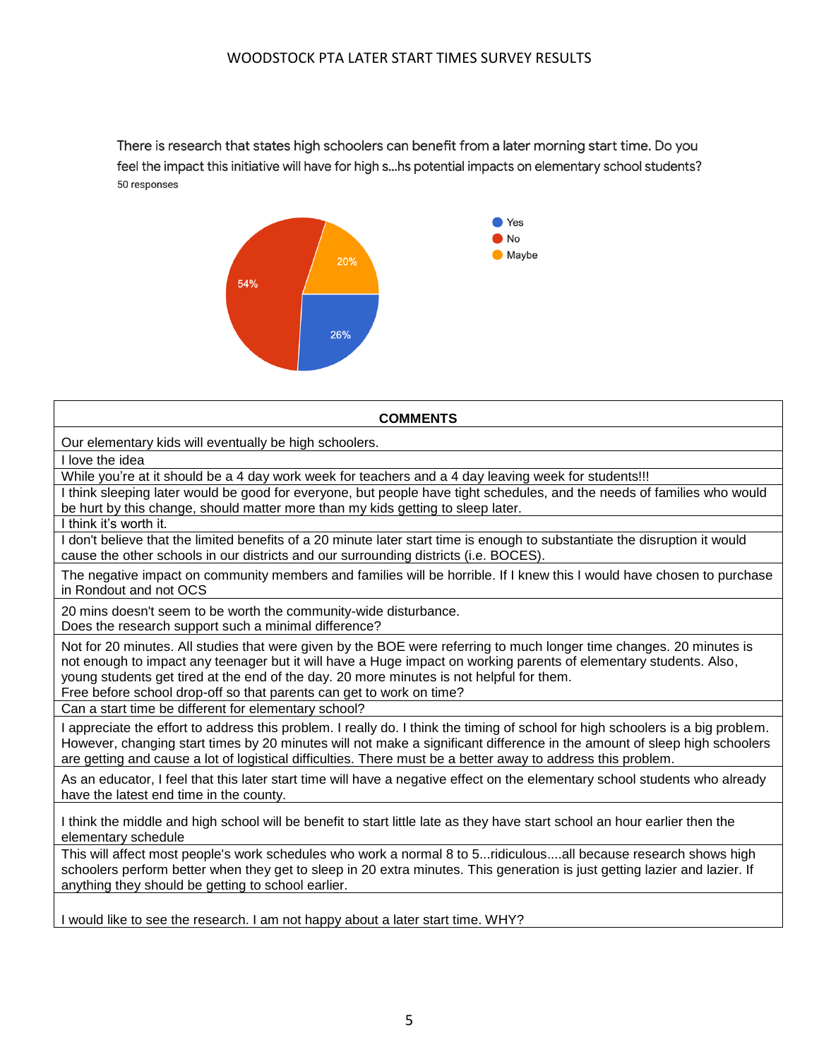WOODSTOCK PTA LATER START TIMES SURVEY RESULTS

There is research that states high schoolers can benefit from a later morning start time. Do you feel the impact this initiative will have for high s...hs potential impacts on elementary school students?

50 responses

- Yes: 26%
- No: 54%
- Maybe: 20%

| COMMENTS |
|---|
| Our elementary kids will eventually be high schoolers. |
| I love the idea |
| While you're at it should be a 4 day work week for teachers and a 4 day leaving week for students!!! |
| I think sleeping later would be good for everyone, but people have tight schedules, and the needs of families who would be hurt by this change, should matter more than my kids getting to sleep later. |
| I think it's worth it. |
| I don't believe that the limited benefits of a 20 minute later start time is enough to substantiate the disruption it would cause the other schools in our districts and our surrounding districts (i.e. BOCES). |
| The negative impact on community members and families will be horrible. If I knew this I would have chosen to purchase in Rondout and not OCS |
| 20 mins doesn't seem to be worth the community-wide disturbance. Does the research support such a minimal difference? |
| Not for 20 minutes. All studies that were given by the BOE were referring to much longer time changes. 20 minutes is not enough to impact any teenager but it will have a Huge impact on working parents of elementary students. Also, young students get tired at the end of the day. 20 more minutes is not helpful for them. Free before school drop-off so that parents can get to work on time? |
| Can a start time be different for elementary school? |
| I appreciate the effort to address this problem. I really do. I think the timing of school for high schoolers is a big problem. However, changing start times by 20 minutes will not make a significant difference in the amount of sleep high schoolers are getting and cause a lot of logistical difficulties. There must be a better away to address this problem. |
| As an educator, I feel that this later start time will have a negative effect on the elementary school students who already have the latest end time in the county. |
| I think the middle and high school will be benefit to start little late as they have start school an hour earlier then the elementary schedule |
| This will affect most people's work schedules who work a normal 8 to 5...ridiculous....all because research shows high schoolers perform better when they get to sleep in 20 extra minutes. This generation is just getting lazier and lazier. If anything they should be getting to school earlier. |
| I would like to see the research. I am not happy about a later start time. WHY? |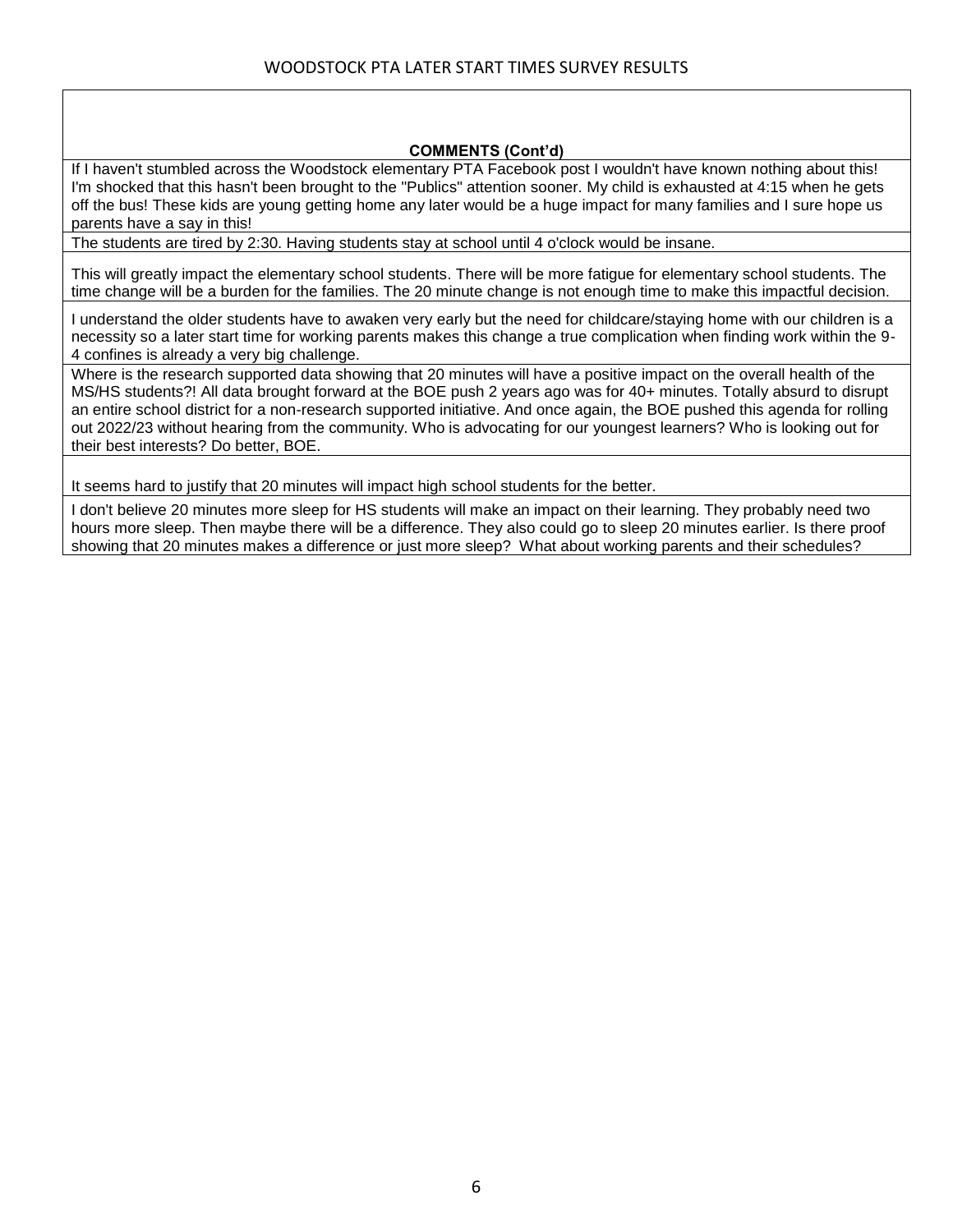| COMMENTS (Cont'd) |
| --- |
| If I haven't stumbled across the Woodstock elementary PTA Facebook post I wouldn't have known nothing about this! I'm shocked that this hasn't been brought to the "Publics" attention sooner. My child is exhausted at 4:15 when he gets off the bus! These kids are young getting home any later would be a huge impact for many families and I sure hope us parents have a say in this! |
| The students are tired by 2:30. Having students stay at school until 4 o'clock would be insane. |
| This will greatly impact the elementary school students. There will be more fatigue for elementary school students. The time change will be a burden for the families. The 20 minute change is not enough time to make this impactful decision. |
| I understand the older students have to awaken very early but the need for childcare/staying home with our children is a necessity so a later start time for working parents makes this change a true complication when finding work within the 9-4 confines is already a very big challenge. |
| Where is the research supported data showing that 20 minutes will have a positive impact on the overall health of the MS/HS students?! All data brought forward at the BOE push 2 years ago was for 40+ minutes. Totally absurd to disrupt an entire school district for a non-research supported initiative. And once again, the BOE pushed this agenda for rolling out 2022/23 without hearing from the community. Who is advocating for our youngest learners? Who is looking out for their best interests? Do better, BOE. |
| It seems hard to justify that 20 minutes will impact high school students for the better. |
| I don't believe 20 minutes more sleep for HS students will make an impact on their learning. They probably need two hours more sleep. Then maybe there will be a difference. They also could go to sleep 20 minutes earlier. Is there proof showing that 20 minutes makes a difference or just more sleep? What about working parents and their schedules? |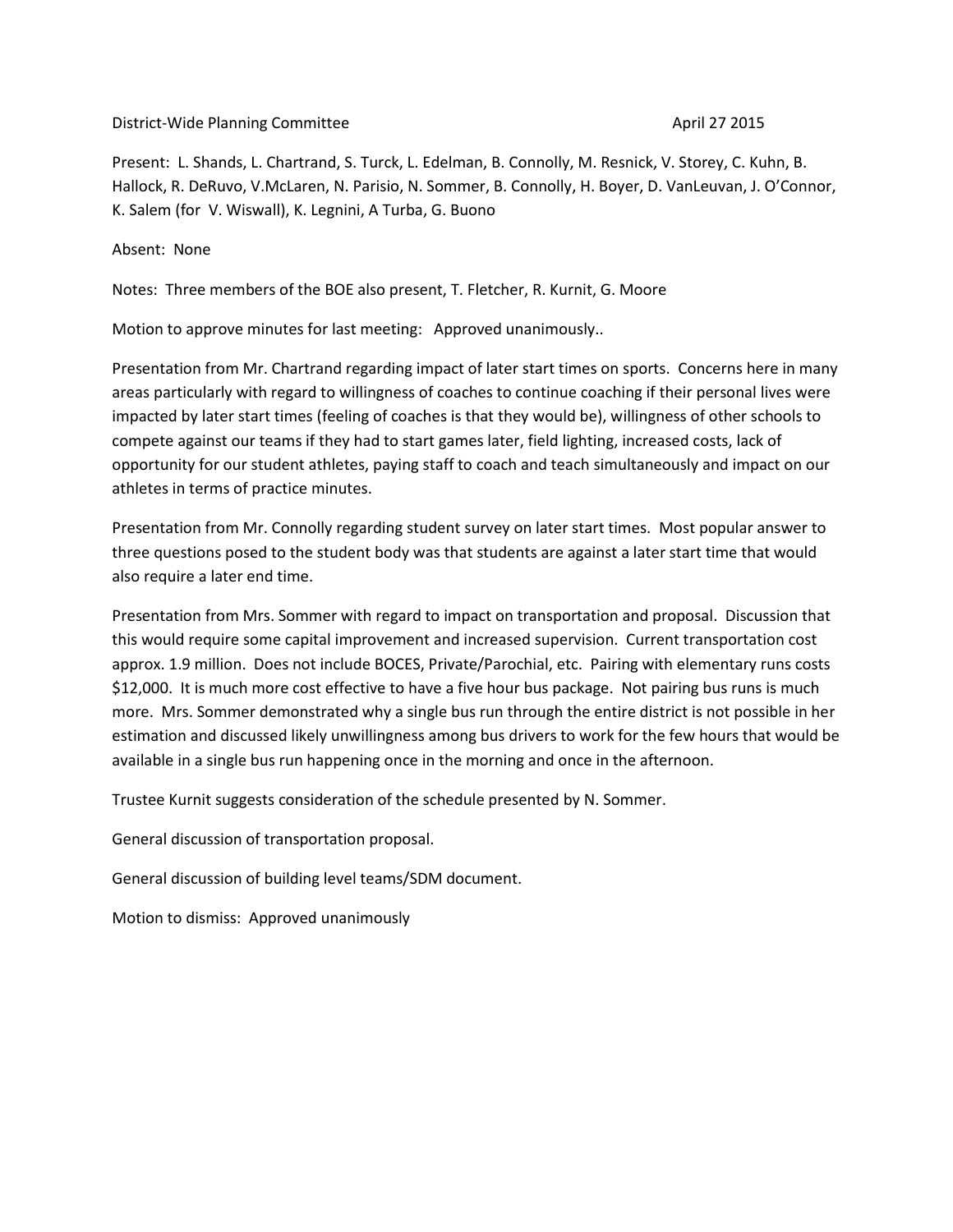District-Wide Planning Committee April 27 2015

Present: L. Shands, L. Chartrand, S. Turck, L. Edelman, B. Connolly, M. Resnick, V. Storey, C. Kuhn, B. Hallock, R. DeRuvo, V.McLaren, N. Parisio, N. Sommer, B. Connolly, H. Boyer, D. VanLeuvan, J. O'Connor, K. Salem (for V. Wiswall), K. Legnini, A Turba, G. Buono

Absent: None

Notes: Three members of the BOE also present, T. Fletcher, R. Kurnit, G. Moore

Motion to approve minutes for last meeting: Approved unanimously..

Presentation from Mr. Chartrand regarding impact of later start times on sports. Concerns here in many areas particularly with regard to willingness of coaches to continue coaching if their personal lives were impacted by later start times (feeling of coaches is that they would be), willingness of other schools to compete against our teams if they had to start games later, field lighting, increased costs, lack of opportunity for our student athletes, paying staff to coach and teach simultaneously and impact on our athletes in terms of practice minutes.

Presentation from Mr. Connolly regarding student survey on later start times. Most popular answer to three questions posed to the student body was that students are against a later start time that would also require a later end time.

Presentation from Mrs. Sommer with regard to impact on transportation and proposal. Discussion that this would require some capital improvement and increased supervision. Current transportation cost approx. 1.9 million. Does not include BOCES, Private/Parochial, etc. Pairing with elementary runs costs $12,000. It is much more cost effective to have a five hour bus package. Not pairing bus runs is much more. Mrs. Sommer demonstrated why a single bus run through the entire district is not possible in her estimation and discussed likely unwillingness among bus drivers to work for the few hours that would be available in a single bus run happening once in the morning and once in the afternoon.

Trustee Kurnit suggests consideration of the schedule presented by N. Sommer.

General discussion of transportation proposal.

General discussion of building level teams/SDM document.

Motion to dismiss: Approved unanimously